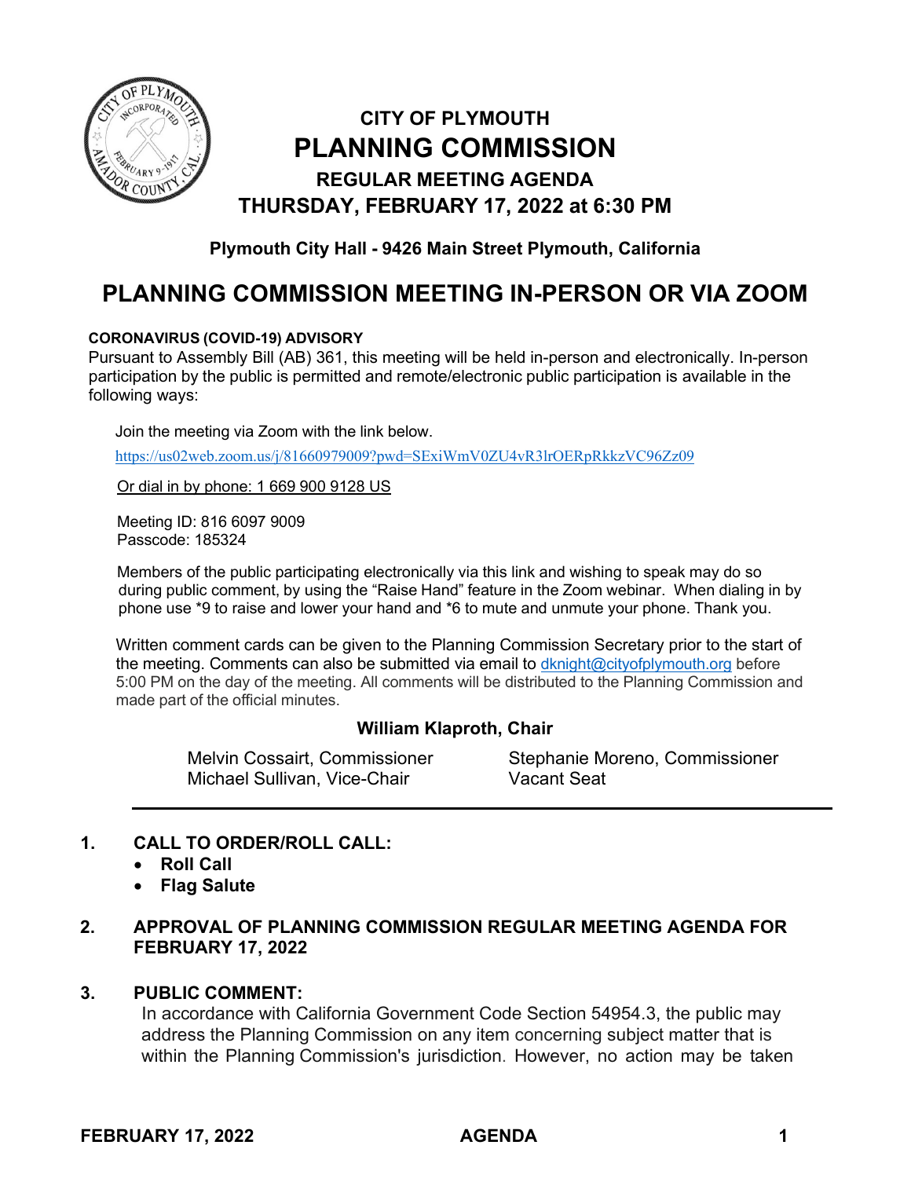# CITY OF PLYMOUTH

# PLANNING COMMISSION

## REGULAR MEETING AGENDA

## THURSDAY, FEBRUARY 17, 2022 at 6:30 PM

**Plymouth City Hall - 9426 Main Street Plymouth, California**

# PLANNING COMMISSION MEETING IN-PERSON OR VIA ZOOM

**CORONAVIRUS (COVID-19) ADVISORY**

Pursuant to Assembly Bill (AB) 361, this meeting will be held in-person and electronically. In-person participation by the public is permitted and remote/electronic public participation is available in the following ways:

Join the meeting via Zoom with the link below.

https://us02web.zoom.us/j/81660979009?pwd=SExiWmV0ZU4vR3lrOERpRkkzVC96Zz09

Or dial in by phone: 1 669 900 9128 US

Meeting ID: 816 6097 9009
Passcode: 185324

Members of the public participating electronically via this link and wishing to speak may do so during public comment, by using the "Raise Hand" feature in the Zoom webinar. When dialing in by phone use *9 to raise and lower your hand and *6 to mute and unmute your phone. Thank you.

Written comment cards can be given to the Planning Commission Secretary prior to the start of the meeting. Comments can also be submitted via email to dknight@cityofplymouth.org before 5:00 PM on the day of the meeting. All comments will be distributed to the Planning Commission and made part of the official minutes.

**William Klaproth, Chair**

Melvin Cossairt, Commissioner
Michael Sullivan, Vice-Chair
Stephanie Moreno, Commissioner
Vacant Seat

---

1. **CALL TO ORDER/ROLL CALL:**
   - **Roll Call**
   - **Flag Salute**

2. **APPROVAL OF PLANNING COMMISSION REGULAR MEETING AGENDA FOR FEBRUARY 17, 2022**

3. **PUBLIC COMMENT:**
   In accordance with California Government Code Section 54954.3, the public may address the Planning Commission on any item concerning subject matter that is within the Planning Commission's jurisdiction. However, no action may be taken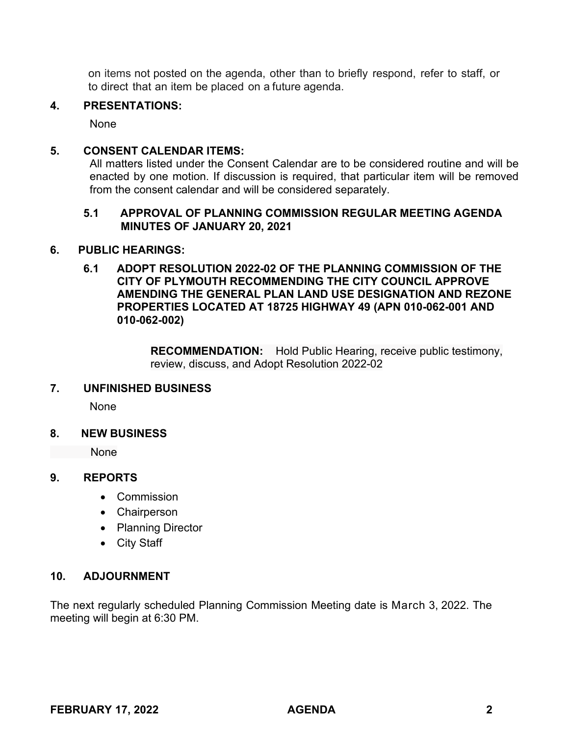on items not posted on the agenda, other than to briefly respond, refer to staff, or to direct that an item be placed on a future agenda.

## 4. PRESENTATIONS:

None

## 5. CONSENT CALENDAR ITEMS:

All matters listed under the Consent Calendar are to be considered routine and will be enacted by one motion. If discussion is required, that particular item will be removed from the consent calendar and will be considered separately.

### 5.1 APPROVAL OF PLANNING COMMISSION REGULAR MEETING AGENDA MINUTES OF JANUARY 20, 2021

## 6. PUBLIC HEARINGS:

### 6.1 ADOPT RESOLUTION 2022-02 OF THE PLANNING COMMISSION OF THE CITY OF PLYMOUTH RECOMMENDING THE CITY COUNCIL APPROVE AMENDING THE GENERAL PLAN LAND USE DESIGNATION AND REZONE PROPERTIES LOCATED AT 18725 HIGHWAY 49 (APN 010-062-001 AND 010-062-002)

**RECOMMENDATION:** Hold Public Hearing, receive public testimony, review, discuss, and Adopt Resolution 2022-02

## 7. UNFINISHED BUSINESS

None

## 8. NEW BUSINESS

None

## 9. REPORTS

- Commission
- Chairperson
- Planning Director
- City Staff

## 10. ADJOURNMENT

The next regularly scheduled Planning Commission Meeting date is March 3, 2022. The meeting will begin at 6:30 PM.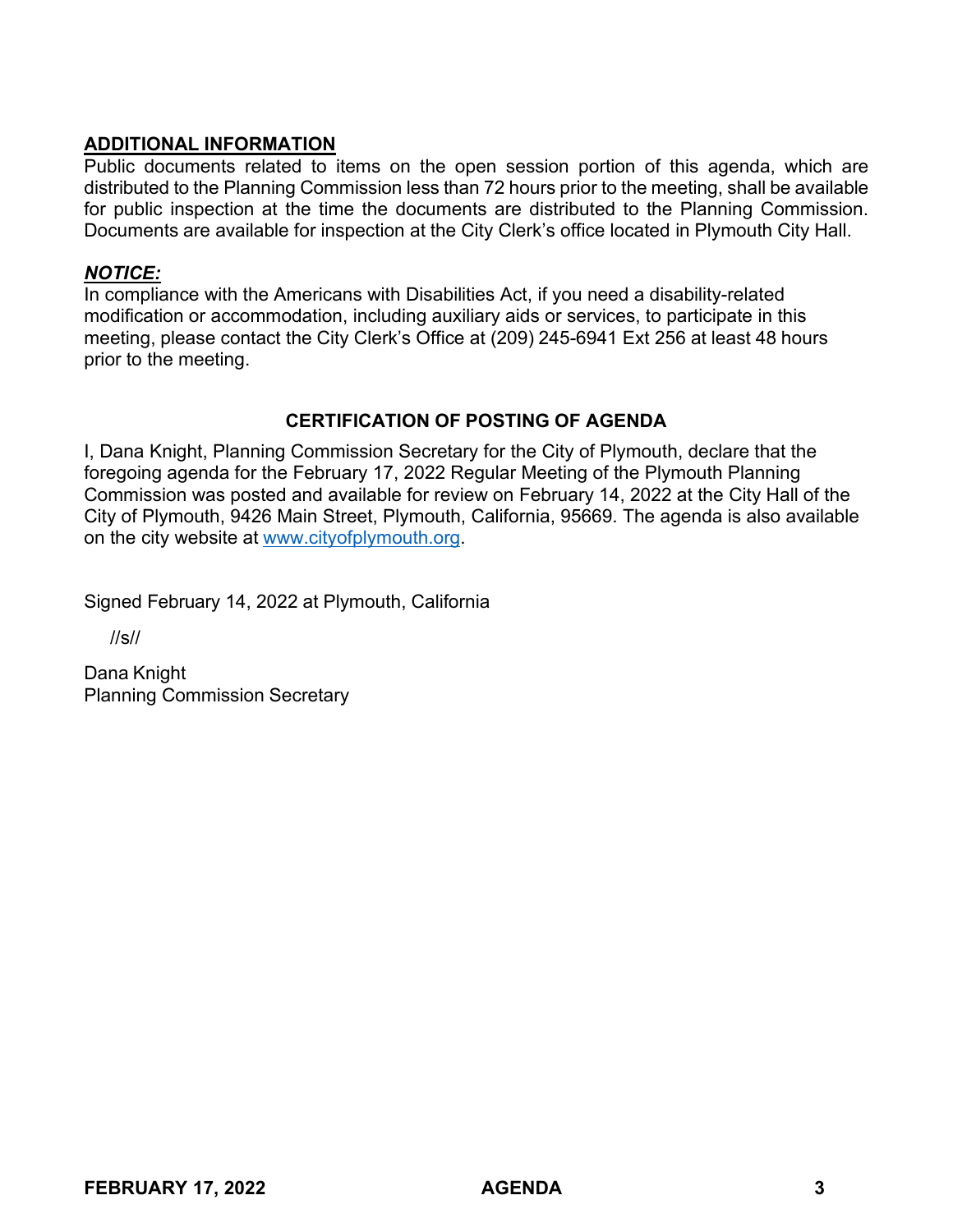**ADDITIONAL INFORMATION**

Public documents related to items on the open session portion of this agenda, which are distributed to the Planning Commission less than 72 hours prior to the meeting, shall be available for public inspection at the time the documents are distributed to the Planning Commission. Documents are available for inspection at the City Clerk's office located in Plymouth City Hall.

***NOTICE:***

In compliance with the Americans with Disabilities Act, if you need a disability-related modification or accommodation, including auxiliary aids or services, to participate in this meeting, please contact the City Clerk's Office at (209) 245-6941 Ext 256 at least 48 hours prior to the meeting.

**CERTIFICATION OF POSTING OF AGENDA**

I, Dana Knight, Planning Commission Secretary for the City of Plymouth, declare that the foregoing agenda for the February 17, 2022 Regular Meeting of the Plymouth Planning Commission was posted and available for review on February 14, 2022 at the City Hall of the City of Plymouth, 9426 Main Street, Plymouth, California, 95669. The agenda is also available on the city website at www.cityofplymouth.org.

Signed February 14, 2022 at Plymouth, California

//s//

Dana Knight
Planning Commission Secretary